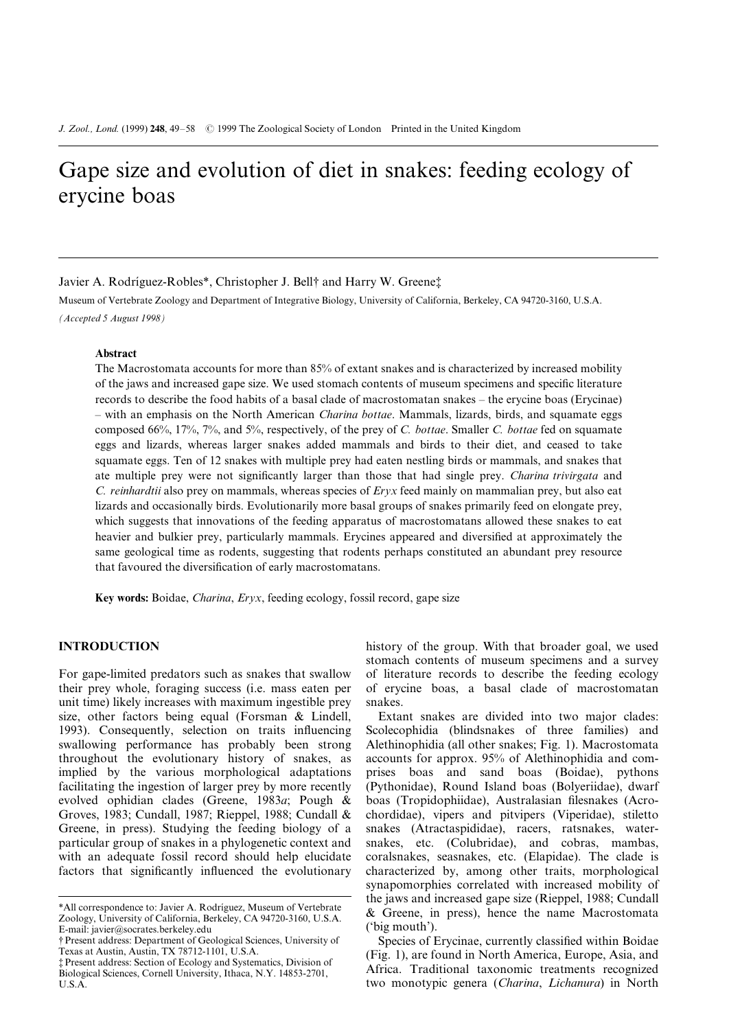# Gape size and evolution of diet in snakes: feeding ecology of erycine boas

Javier A. Rodríguez-Robles*, Christopher J. Bell† and Harry W. Greene‡

Museum of Vertebrate Zoology and Department of Integrative Biology, University of California, Berkeley, CA 94720-3160, U.S.A.

*(Accepted 5 August 1998)*

### Abstract

The Macrostomata accounts for more than 85% of extant snakes and is characterized by increased mobility of the jaws and increased gape size. We used stomach contents of museum specimens and specific literature records to describe the food habits of a basal clade of macrostomatan snakes – the erycine boas (Erycinae) – with an emphasis on the North American *Charina bottae*. Mammals, lizards, birds, and squamate eggs composed 66%, 17%, 7%, and 5%, respectively, of the prey of *C. bottae*. Smaller *C. bottae* fed on squamate eggs and lizards, whereas larger snakes added mammals and birds to their diet, and ceased to take squamate eggs. Ten of 12 snakes with multiple prey had eaten nestling birds or mammals, and snakes that ate multiple prey were not significantly larger than those that had single prey. *Charina trivirgata* and *C. reinhardtii* also prey on mammals, whereas species of *Eryx* feed mainly on mammalian prey, but also eat lizards and occasionally birds. Evolutionarily more basal groups of snakes primarily feed on elongate prey, which suggests that innovations of the feeding apparatus of macrostomatans allowed these snakes to eat heavier and bulkier prey, particularly mammals. Erycines appeared and diversified at approximately the same geological time as rodents, suggesting that rodents perhaps constituted an abundant prey resource that favoured the diversification of early macrostomatans.

**Key words:** Boidae, *Charina*, *Eryx*, feeding ecology, fossil record, gape size

## INTRODUCTION

For gape-limited predators such as snakes that swallow their prey whole, foraging success (i.e. mass eaten per unit time) likely increases with maximum ingestible prey size, other factors being equal (Forsman & Lindell, 1993). Consequently, selection on traits influencing swallowing performance has probably been strong throughout the evolutionary history of snakes, as implied by the various morphological adaptations facilitating the ingestion of larger prey by more recently evolved ophidian clades (Greene, 1983*a*; Pough & Groves, 1983; Cundall, 1987; Rieppel, 1988; Cundall & Greene, in press). Studying the feeding biology of a particular group of snakes in a phylogenetic context and with an adequate fossil record should help elucidate factors that significantly influenced the evolutionary history of the group. With that broader goal, we used stomach contents of museum specimens and a survey of literature records to describe the feeding ecology of erycine boas, a basal clade of macrostomatan snakes.

Extant snakes are divided into two major clades: Scolecophidia (blindsnakes of three families) and Alethinophidia (all other snakes; Fig. 1). Macrostomata accounts for approx. 95% of Alethinophidia and comprises boas and sand boas (Boidae), pythons (Pythonidae), Round Island boas (Bolyeriidae), dwarf boas (Tropidophiidae), Australasian filesnakes (Acrochordidae), vipers and pitvipers (Viperidae), stiletto snakes (Atractaspididae), racers, ratsnakes, watersnakes, etc. (Colubridae), and cobras, mambas, coralsnakes, seasnakes, etc. (Elapidae). The clade is characterized by, among other traits, morphological synapomorphies correlated with increased mobility of the jaws and increased gape size (Rieppel, 1988; Cundall & Greene, in press), hence the name Macrostomata ('big mouth').

Species of Erycinae, currently classified within Boidae (Fig. 1), are found in North America, Europe, Asia, and Africa. Traditional taxonomic treatments recognized two monotypic genera (*Charina*, *Lichanura*) in North

---

*All correspondence to: Javier A. Rodríguez, Museum of Vertebrate Zoology, University of California, Berkeley, CA 94720-3160, U.S.A. E-mail: javier@socrates.berkeley.edu

† Present address: Department of Geological Sciences, University of Texas at Austin, Austin, TX 78712-1101, U.S.A.

‡ Present address: Section of Ecology and Systematics, Division of Biological Sciences, Cornell University, Ithaca, N.Y. 14853-2701, U.S.A.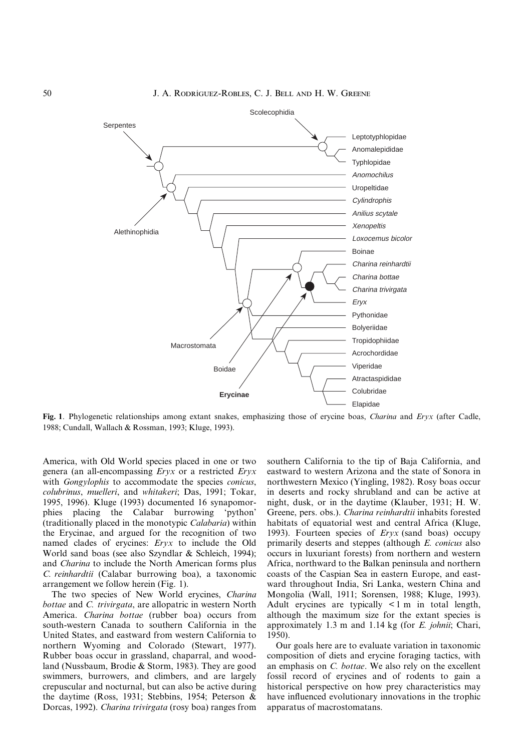**Fig. 1**. Phylogenetic relationships among extant snakes, emphasizing those of erycine boas, *Charina* and *Eryx* (after Cadle, 1988; Cundall, Wallach & Rossman, 1993; Kluge, 1993).

America, with Old World species placed in one or two genera (an all-encompassing *Eryx* or a restricted *Eryx* with *Gongylophis* to accommodate the species *conicus*, *colubrinus*, *muelleri*, and *whitakeri*; Das, 1991; Tokar, 1995, 1996). Kluge (1993) documented 16 synapomorphies placing the Calabar burrowing 'python' (traditionally placed in the monotypic *Calabaria*) within the Erycinae, and argued for the recognition of two named clades of erycines: *Eryx* to include the Old World sand boas (see also Szyndlar & Schleich, 1994); and *Charina* to include the North American forms plus *C. reinhardtii* (Calabar burrowing boa), a taxonomic arrangement we follow herein (Fig. 1).

The two species of New World erycines, *Charina bottae* and *C. trivirgata*, are allopatric in western North America. *Charina bottae* (rubber boa) occurs from south-western Canada to southern California in the United States, and eastward from western California to northern Wyoming and Colorado (Stewart, 1977). Rubber boas occur in grassland, chaparral, and woodland (Nussbaum, Brodie & Storm, 1983). They are good swimmers, burrowers, and climbers, and are largely crepuscular and nocturnal, but can also be active during the daytime (Ross, 1931; Stebbins, 1954; Peterson & Dorcas, 1992). *Charina trivirgata* (rosy boa) ranges from southern California to the tip of Baja California, and eastward to western Arizona and the state of Sonora in northwestern Mexico (Yingling, 1982). Rosy boas occur in deserts and rocky shrubland and can be active at night, dusk, or in the daytime (Klauber, 1931; H. W. Greene, pers. obs.). *Charina reinhardtii* inhabits forested habitats of equatorial west and central Africa (Kluge, 1993). Fourteen species of *Eryx* (sand boas) occupy primarily deserts and steppes (although *E. conicus* also occurs in luxuriant forests) from northern and western Africa, northward to the Balkan peninsula and northern coasts of the Caspian Sea in eastern Europe, and eastward throughout India, Sri Lanka, western China and Mongolia (Wall, 1911; Sorensen, 1988; Kluge, 1993). Adult erycines are typically $<1$ m in total length, although the maximum size for the extant species is approximately 1.3 m and 1.14 kg (for *E. johnii*; Chari, 1950).

Our goals here are to evaluate variation in taxonomic composition of diets and erycine foraging tactics, with an emphasis on *C. bottae*. We also rely on the excellent fossil record of erycines and of rodents to gain a historical perspective on how prey characteristics may have influenced evolutionary innovations in the trophic apparatus of macrostomatans.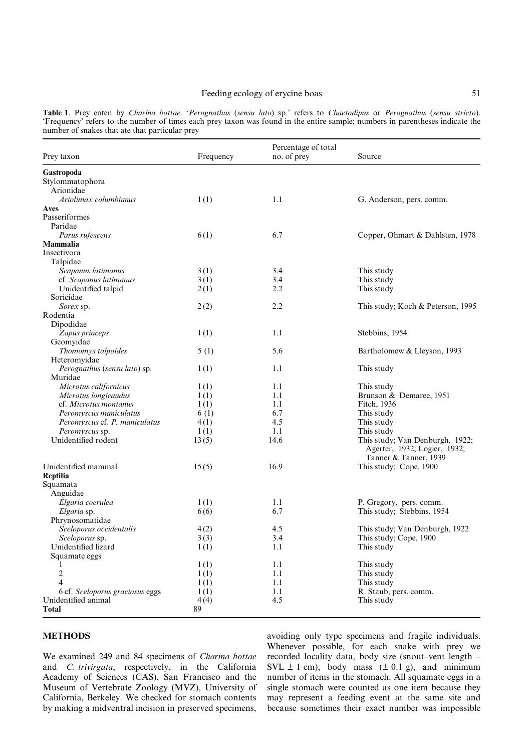**Table 1**. Prey eaten by *Charina bottae*. '*Perognathus* (*sensu lato*) sp.' refers to *Chaetodipus* or *Perognathus* (*sensu stricto*). 'Frequency' refers to the number of times each prey taxon was found in the entire sample; numbers in parentheses indicate the number of snakes that ate that particular prey

| Prey taxon | Frequency | Percentage of total no. of prey | Source |
|---|---|---|---|
| **Gastropoda** | | | |
| Stylommatophora | | | |
| Arionidae | | | |
| *Ariolimax columbianus* | 1 (1) | 1.1 | G. Anderson, pers. comm. |
| **Aves** | | | |
| Passeriformes | | | |
| Paridae | | | |
| *Parus rufescens* | 6 (1) | 6.7 | Copper, Ohmart & Dahlsten, 1978 |
| **Mammalia** | | | |
| Insectivora | | | |
| Talpidae | | | |
| *Scapanus latimanus* | 3 (1) | 3.4 | This study |
| cf. *Scapanus latimanus* | 3 (1) | 3.4 | This study |
| Unidentified talpid | 2 (1) | 2.2 | This study |
| Soricidae | | | |
| *Sorex* sp. | 2 (2) | 2.2 | This study; Koch & Peterson, 1995 |
| Rodentia | | | |
| Dipodidae | | | |
| *Zapus princeps* | 1 (1) | 1.1 | Stebbins, 1954 |
| Geomyidae | | | |
| *Thomomys talpoides* | 5 (1) | 5.6 | Bartholomew & Lleyson, 1993 |
| Heteromyidae | | | |
| *Perognathus* (*sensu lato*) sp. | 1 (1) | 1.1 | This study |
| Muridae | | | |
| *Microtus californicus* | 1 (1) | 1.1 | This study |
| *Microtus longicaudus* | 1 (1) | 1.1 | Brunson & Demaree, 1951 |
| cf. *Microtus montanus* | 1 (1) | 1.1 | Fitch, 1936 |
| *Peromyscus maniculatus* | 6 (1) | 6.7 | This study |
| *Peromyscus* cf. *P. maniculatus* | 4 (1) | 4.5 | This study |
| *Peromyscus* sp. | 1 (1) | 1.1 | This study |
| Unidentified rodent | 13 (5) | 14.6 | This study; Van Denburgh, 1922; Agerter, 1932; Logier, 1932; Tanner & Tanner, 1939 |
| Unidentified mammal | 15 (5) | 16.9 | This study; Cope, 1900 |
| **Reptilia** | | | |
| Squamata | | | |
| Anguidae | | | |
| *Elgaria coerulea* | 1 (1) | 1.1 | P. Gregory, pers. comm. |
| *Elgaria* sp. | 6 (6) | 6.7 | This study; Stebbins, 1954 |
| Phrynosomatidae | | | |
| *Sceloporus occidentalis* | 4 (2) | 4.5 | This study; Van Denburgh, 1922 |
| *Sceloporus* sp. | 3 (3) | 3.4 | This study; Cope, 1900 |
| Unidentified lizard | 1 (1) | 1.1 | This study |
| Squamate eggs | | | |
| 1 | 1 (1) | 1.1 | This study |
| 2 | 1 (1) | 1.1 | This study |
| 4 | 1 (1) | 1.1 | This study |
| 6 cf. *Sceloporus graciosus* eggs | 1 (1) | 1.1 | R. Staub, pers. comm. |
| Unidentified animal | 4 (4) | 4.5 | This study |
| **Total** | 89 | | |

## METHODS

We examined 249 and 84 specimens of *Charina bottae* and *C. trivirgata*, respectively, in the California Academy of Sciences (CAS), San Francisco and the Museum of Vertebrate Zoology (MVZ), University of California, Berkeley. We checked for stomach contents by making a midventral incision in preserved specimens, avoiding only type specimens and fragile individuals. Whenever possible, for each snake with prey we recorded locality data, body size (snout–vent length – SVL ± 1 cm), body mass (± 0.1 g), and minimum number of items in the stomach. All squamate eggs in a single stomach were counted as one item because they may represent a feeding event at the same site and because sometimes their exact number was impossible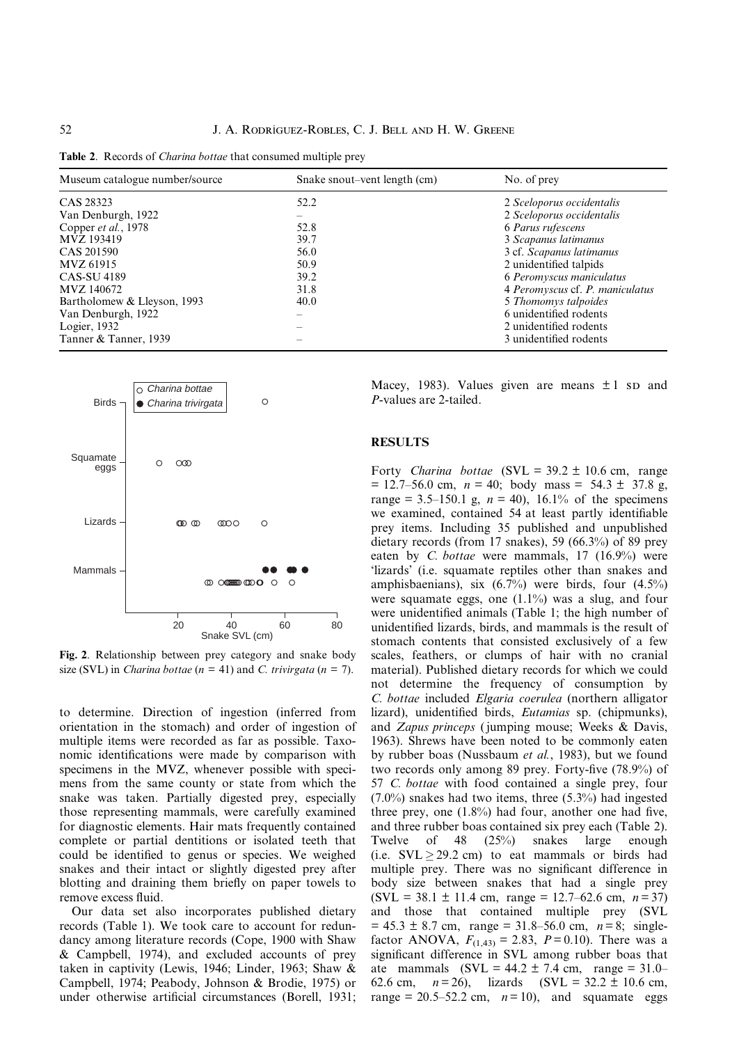**Table 2**. Records of *Charina bottae* that consumed multiple prey

| Museum catalogue number/source | Snake snout–vent length (cm) | No. of prey |
|---|---|---|
| CAS 28323 | 52.2 | 2 *Sceloporus occidentalis* |
| Van Denburgh, 1922 | – | 2 *Sceloporus occidentalis* |
| Copper *et al.*, 1978 | 52.8 | 6 *Parus rufescens* |
| MVZ 193419 | 39.7 | 3 *Scapanus latimanus* |
| CAS 201590 | 56.0 | 3 cf. *Scapanus latimanus* |
| MVZ 61915 | 50.9 | 2 unidentified talpids |
| CAS-SU 4189 | 39.2 | 6 *Peromyscus maniculatus* |
| MVZ 140672 | 31.8 | 4 *Peromyscus* cf. *P. maniculatus* |
| Bartholomew & Lleyson, 1993 | 40.0 | 5 *Thomomys talpoides* |
| Van Denburgh, 1922 | – | 6 unidentified rodents |
| Logier, 1932 | – | 2 unidentified rodents |
| Tanner & Tanner, 1939 | – | 3 unidentified rodents |

**Fig. 2**. Relationship between prey category and snake body size (SVL) in *Charina bottae* ($n = 41$) and *C. trivirgata* ($n = 7$).

to determine. Direction of ingestion (inferred from orientation in the stomach) and order of ingestion of multiple items were recorded as far as possible. Taxonomic identifications were made by comparison with specimens in the MVZ, whenever possible with specimens from the same county or state from which the snake was taken. Partially digested prey, especially those representing mammals, were carefully examined for diagnostic elements. Hair mats frequently contained complete or partial dentitions or isolated teeth that could be identified to genus or species. We weighed snakes and their intact or slightly digested prey after blotting and draining them briefly on paper towels to remove excess fluid.

Our data set also incorporates published dietary records (Table 1). We took care to account for redundancy among literature records (Cope, 1900 with Shaw & Campbell, 1974), and excluded accounts of prey taken in captivity (Lewis, 1946; Linder, 1963; Shaw & Campbell, 1974; Peabody, Johnson & Brodie, 1975) or under otherwise artificial circumstances (Borell, 1931; Macey, 1983). Values given are means $\pm 1$ SD and $P$-values are 2-tailed.

## RESULTS

Forty *Charina bottae* (SVL $= 39.2 \pm 10.6$ cm, range $= 12.7$–$56.0$ cm, $n = 40$; body mass $= 54.3 \pm 37.8$ g, range $= 3.5$–$150.1$ g, $n = 40$), 16.1% of the specimens we examined, contained 54 at least partly identifiable prey items. Including 35 published and unpublished dietary records (from 17 snakes), 59 (66.3%) of 89 prey eaten by *C. bottae* were mammals, 17 (16.9%) were 'lizards' (i.e. squamate reptiles other than snakes and amphisbaenians), six (6.7%) were birds, four (4.5%) were squamate eggs, one (1.1%) was a slug, and four were unidentified animals (Table 1; the high number of unidentified lizards, birds, and mammals is the result of stomach contents that consisted exclusively of a few scales, feathers, or clumps of hair with no cranial material). Published dietary records for which we could not determine the frequency of consumption by *C. bottae* included *Elgaria coerulea* (northern alligator lizard), unidentified birds, *Eutamias* sp. (chipmunks), and *Zapus princeps* (jumping mouse; Weeks & Davis, 1963). Shrews have been noted to be commonly eaten by rubber boas (Nussbaum *et al.*, 1983), but we found two records only among 89 prey. Forty-five (78.9%) of 57 *C. bottae* with food contained a single prey, four (7.0%) snakes had two items, three (5.3%) had ingested three prey, one (1.8%) had four, another one had five, and three rubber boas contained six prey each (Table 2). Twelve of 48 (25%) snakes large enough (i.e. SVL $\geq 29.2$ cm) to eat mammals or birds had multiple prey. There was no significant difference in body size between snakes that had a single prey (SVL $= 38.1 \pm 11.4$ cm, range $= 12.7$–$62.6$ cm, $n = 37$) and those that contained multiple prey (SVL $= 45.3 \pm 8.7$ cm, range $= 31.8$–$56.0$ cm, $n = 8$; single-factor ANOVA, $F_{(1,43)} = 2.83$, $P = 0.10$). There was a significant difference in SVL among rubber boas that ate mammals (SVL $= 44.2 \pm 7.4$ cm, range $= 31.0$–$62.6$ cm, $n = 26$), lizards (SVL $= 32.2 \pm 10.6$ cm, range $= 20.5$–$52.2$ cm, $n = 10$), and squamate eggs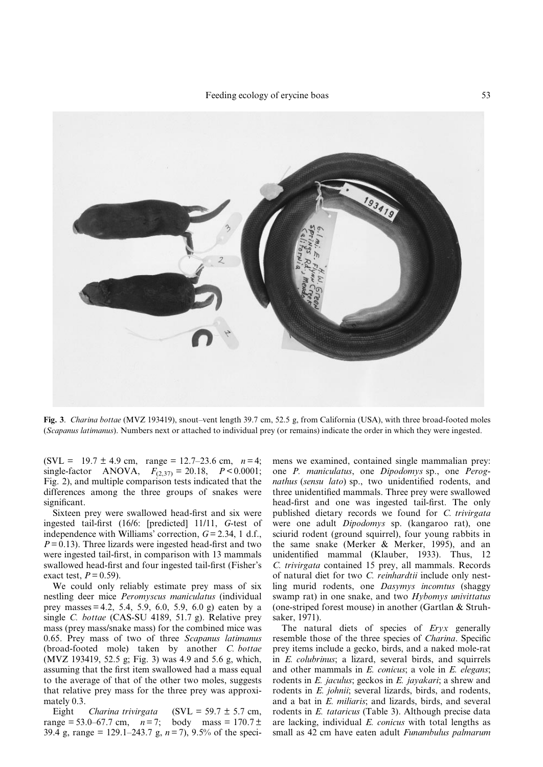**Fig. 3**. *Charina bottae* (MVZ 193419), snout–vent length 39.7 cm, 52.5 g, from California (USA), with three broad-footed moles (*Scapanus latimanus*). Numbers next or attached to individual prey (or remains) indicate the order in which they were ingested.

(SVL = 19.7 ± 4.9 cm, range = 12.7–23.6 cm, $n = 4$; single-factor ANOVA, $F_{(2,37)} = 20.18$, $P < 0.0001$; Fig. 2), and multiple comparison tests indicated that the differences among the three groups of snakes were significant.

Sixteen prey were swallowed head-first and six were ingested tail-first (16/6: [predicted] 11/11, *G*-test of independence with Williams' correction, $G = 2.34$, 1 d.f., $P = 0.13$). Three lizards were ingested head-first and two were ingested tail-first, in comparison with 13 mammals swallowed head-first and four ingested tail-first (Fisher's exact test, $P = 0.59$).

We could only reliably estimate prey mass of six nestling deer mice *Peromyscus maniculatus* (individual prey masses = 4.2, 5.4, 5.9, 6.0, 5.9, 6.0 g) eaten by a single *C. bottae* (CAS-SU 4189, 51.7 g). Relative prey mass (prey mass/snake mass) for the combined mice was 0.65. Prey mass of two of three *Scapanus latimanus* (broad-footed mole) taken by another *C. bottae* (MVZ 193419, 52.5 g; Fig. 3) was 4.9 and 5.6 g, which, assuming that the first item swallowed had a mass equal to the average of that of the other two moles, suggests that relative prey mass for the three prey was approximately 0.3.

Eight *Charina trivirgata* (SVL = 59.7 ± 5.7 cm, range = 53.0–67.7 cm, $n = 7$; body mass = 170.7 ± 39.4 g, range = 129.1–243.7 g, $n = 7$), 9.5% of the specimens we examined, contained single mammalian prey: one *P. maniculatus*, one *Dipodomys* sp., one *Perognathus* (*sensu lato*) sp., two unidentified rodents, and three unidentified mammals. Three prey were swallowed head-first and one was ingested tail-first. The only published dietary records we found for *C. trivirgata* were one adult *Dipodomys* sp. (kangaroo rat), one sciurid rodent (ground squirrel), four young rabbits in the same snake (Merker & Merker, 1995), and an unidentified mammal (Klauber, 1933). Thus, 12 *C. trivirgata* contained 15 prey, all mammals. Records of natural diet for two *C. reinhardtii* include only nestling murid rodents, one *Dasymys incomtus* (shaggy swamp rat) in one snake, and two *Hybomys univittatus* (one-striped forest mouse) in another (Gartlan & Struhsaker, 1971).

The natural diets of species of *Eryx* generally resemble those of the three species of *Charina*. Specific prey items include a gecko, birds, and a naked mole-rat in *E. colubrinus*; a lizard, several birds, and squirrels and other mammals in *E. conicus*; a vole in *E. elegans*; rodents in *E. jaculus*; geckos in *E. jayakari*; a shrew and rodents in *E. johnii*; several lizards, birds, and rodents, and a bat in *E. miliaris*; and lizards, birds, and several rodents in *E. tataricus* (Table 3). Although precise data are lacking, individual *E. conicus* with total lengths as small as 42 cm have eaten adult *Funambulus palmarum*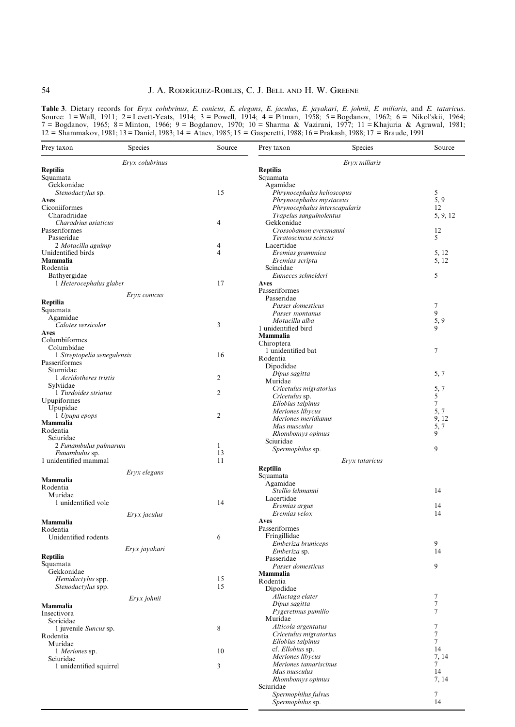**Table 3**. Dietary records for *Eryx colubrinus*, *E. conicus*, *E. elegans*, *E. jaculus*, *E. jayakari*, *E. johnii*, *E. miliaris*, and *E. tataricus*. Source: 1 = Wall, 1911; 2 = Levett-Yeats, 1914; 3 = Powell, 1914; 4 = Pitman, 1958; 5 = Bogdanov, 1962; 6 = Nikol'skii, 1964; 7 = Bogdanov, 1965; 8 = Minton, 1966; 9 = Bogdanov, 1970; 10 = Sharma & Vazirani, 1977; 11 = Khajuria & Agrawal, 1981; 12 = Shammakov, 1981; 13 = Daniel, 1983; 14 = Ataev, 1985; 15 = Gasperetti, 1988; 16 = Prakash, 1988; 17 = Braude, 1991

| Prey taxon | Species | Source |
|---|---|---|
| | *Eryx colubrinus* | |
| **Reptilia** | | |
| Squamata | | |
| Gekkonidae | | |
| | *Stenodactylus* sp. | 15 |
| **Aves** | | |
| Ciconiiformes | | |
| Charadriidae | | |
| | *Charadrius asiaticus* | 4 |
| Passeriformes | | |
| Passeridae | | |
| | 2 *Motacilla aguimp* | 4 |
| Unidentified birds | | 4 |
| **Mammalia** | | |
| Rodentia | | |
| Bathyergidae | | |
| | 1 *Heterocephalus glaber* | 17 |
| | *Eryx conicus* | |
| **Reptilia** | | |
| Squamata | | |
| Agamidae | | |
| | *Calotes versicolor* | 3 |
| **Aves** | | |
| Columbiformes | | |
| Columbidae | | |
| | 1 *Streptopelia senegalensis* | 16 |
| Passeriformes | | |
| Sturnidae | | |
| | 1 *Acridotheres tristis* | 2 |
| Sylviidae | | |
| | 1 *Turdoides striatus* | 2 |
| Upupiformes | | |
| Upupidae | | |
| | 1 *Upupa epops* | 2 |
| **Mammalia** | | |
| Rodentia | | |
| Sciuridae | | |
| | 2 *Funambulus palmarum* | 1 |
| | *Funambulus* sp. | 13 |
| 1 unidentified mammal | | 11 |
| | *Eryx elegans* | |
| **Mammalia** | | |
| Rodentia | | |
| Muridae | | |
| | 1 unidentified vole | 14 |
| | *Eryx jaculus* | |
| **Mammalia** | | |
| Rodentia | | |
| Unidentified rodents | | 6 |
| | *Eryx jayakari* | |
| **Reptilia** | | |
| Squamata | | |
| Gekkonidae | | |
| | *Hemidactylus* spp. | 15 |
| | *Stenodactylus* spp. | 15 |
| | *Eryx johnii* | |
| **Mammalia** | | |
| Insectivora | | |
| Soricidae | | |
| | 1 juvenile *Suncus* sp. | 8 |
| Rodentia | | |
| Muridae | | |
| | 1 *Meriones* sp. | 10 |
| Sciuridae | | |
| | 1 unidentified squirrel | 3 |
| | *Eryx miliaris* | |
| **Reptilia** | | |
| Squamata | | |
| Agamidae | | |
| | *Phrynocephalus helioscopus* | 5 |
| | *Phrynocephalus mystaceus* | 5, 9 |
| | *Phrynocephalus interscapularis* | 12 |
| | *Trapelus sanguinolentus* | 5, 9, 12 |
| Gekkonidae | | |
| | *Crossobamon eversmanni* | 12 |
| | *Teratoscincus scincus* | 5 |
| Lacertidae | | |
| | *Eremias grammica* | 5, 12 |
| | *Eremias scripta* | 5, 12 |
| Scincidae | | |
| | *Eumeces schneideri* | 5 |
| **Aves** | | |
| Passeriformes | | |
| Passeridae | | |
| | *Passer domesticus* | 7 |
| | *Passer montanus* | 9 |
| | *Motacilla alba* | 5, 9 |
| 1 unidentified bird | | 9 |
| **Mammalia** | | |
| Chiroptera | | |
| | 1 unidentified bat | 7 |
| Rodentia | | |
| Dipodidae | | |
| | *Dipus sagitta* | 5, 7 |
| Muridae | | |
| | *Cricetulus migratorius* | 5, 7 |
| | *Cricetulus* sp. | 5 |
| | *Ellobius talpinus* | 7 |
| | *Meriones libycus* | 5, 7 |
| | *Meriones meridianus* | 9, 12 |
| | *Mus musculus* | 5, 7 |
| | *Rhombomys opimus* | 9 |
| Sciuridae | | |
| | *Spermophilus* sp. | 9 |
| | *Eryx tataricus* | |
| **Reptilia** | | |
| Squamata | | |
| Agamidae | | |
| | *Stellio lehmanni* | 14 |
| Lacertidae | | |
| | *Eremias argus* | 14 |
| | *Eremias velox* | 14 |
| **Aves** | | |
| Passeriformes | | |
| Fringillidae | | |
| | *Emberiza bruniceps* | 9 |
| | *Emberiza* sp. | 14 |
| Passeridae | | |
| | *Passer domesticus* | 9 |
| **Mammalia** | | |
| Rodentia | | |
| Dipodidae | | |
| | *Allactaga elater* | 7 |
| | *Dipus sagitta* | 7 |
| | *Pygeretmus pumilio* | 7 |
| Muridae | | |
| | *Alticola argentatus* | 7 |
| | *Cricetulus migratorius* | 7 |
| | *Ellobius talpinus* | 7 |
| | cf. *Ellobius* sp. | 14 |
| | *Meriones libycus* | 7, 14 |
| | *Meriones tamariscinus* | 7 |
| | *Mus musculus* | 14 |
| | *Rhombomys opimus* | 7, 14 |
| Sciuridae | | |
| | *Spermophilus fulvus* | 7 |
| | *Spermophilus* sp. | 14 |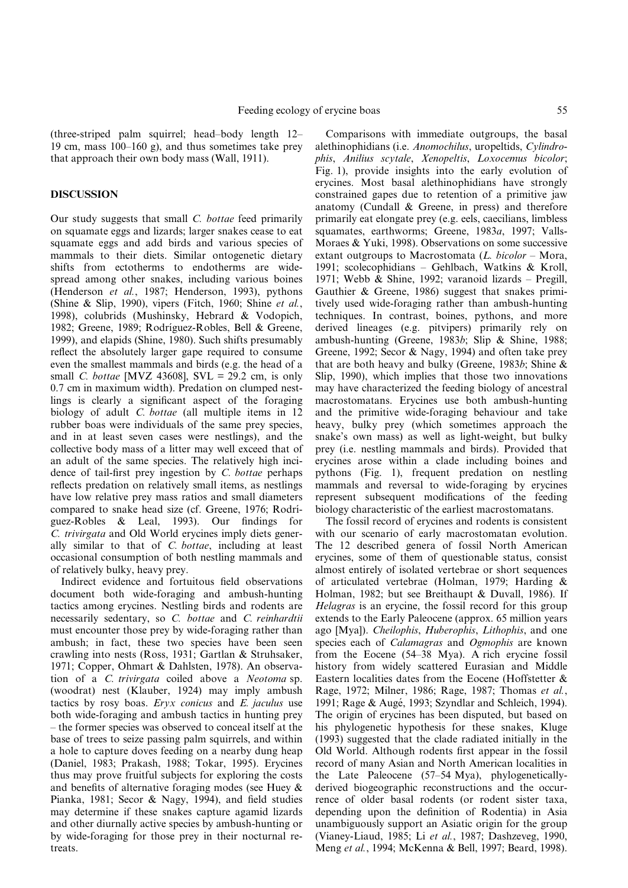(three-striped palm squirrel; head–body length 12–19 cm, mass 100–160 g), and thus sometimes take prey that approach their own body mass (Wall, 1911).

## DISCUSSION

Our study suggests that small *C. bottae* feed primarily on squamate eggs and lizards; larger snakes cease to eat squamate eggs and add birds and various species of mammals to their diets. Similar ontogenetic dietary shifts from ectotherms to endotherms are widespread among other snakes, including various boines (Henderson *et al.*, 1987; Henderson, 1993), pythons (Shine & Slip, 1990), vipers (Fitch, 1960; Shine *et al.*, 1998), colubrids (Mushinsky, Hebrard & Vodopich, 1982; Greene, 1989; Rodríguez-Robles, Bell & Greene, 1999), and elapids (Shine, 1980). Such shifts presumably reflect the absolutely larger gape required to consume even the smallest mammals and birds (e.g. the head of a small *C. bottae* [MVZ 43608], SVL = 29.2 cm, is only 0.7 cm in maximum width). Predation on clumped nestlings is clearly a significant aspect of the foraging biology of adult *C. bottae* (all multiple items in 12 rubber boas were individuals of the same prey species, and in at least seven cases were nestlings), and the collective body mass of a litter may well exceed that of an adult of the same species. The relatively high incidence of tail-first prey ingestion by *C. bottae* perhaps reflects predation on relatively small items, as nestlings have low relative prey mass ratios and small diameters compared to snake head size (cf. Greene, 1976; Rodríguez-Robles & Leal, 1993). Our findings for *C. trivirgata* and Old World erycines imply diets generally similar to that of *C. bottae*, including at least occasional consumption of both nestling mammals and of relatively bulky, heavy prey.

Indirect evidence and fortuitous field observations document both wide-foraging and ambush-hunting tactics among erycines. Nestling birds and rodents are necessarily sedentary, so *C. bottae* and *C. reinhardtii* must encounter those prey by wide-foraging rather than ambush; in fact, these two species have been seen crawling into nests (Ross, 1931; Gartlan & Struhsaker, 1971; Copper, Ohmart & Dahlsten, 1978). An observation of a *C. trivirgata* coiled above a *Neotoma* sp. (woodrat) nest (Klauber, 1924) may imply ambush tactics by rosy boas. *Eryx conicus* and *E. jaculus* use both wide-foraging and ambush tactics in hunting prey – the former species was observed to conceal itself at the base of trees to seize passing palm squirrels, and within a hole to capture doves feeding on a nearby dung heap (Daniel, 1983; Prakash, 1988; Tokar, 1995). Erycines thus may prove fruitful subjects for exploring the costs and benefits of alternative foraging modes (see Huey & Pianka, 1981; Secor & Nagy, 1994), and field studies may determine if these snakes capture agamid lizards and other diurnally active species by ambush-hunting or by wide-foraging for those prey in their nocturnal retreats.

Comparisons with immediate outgroups, the basal alethinophidians (i.e. *Anomochilus*, uropeltids, *Cylindrophis*, *Anilius scytale*, *Xenopeltis*, *Loxocemus bicolor*; Fig. 1), provide insights into the early evolution of erycines. Most basal alethinophidians have strongly constrained gapes due to retention of a primitive jaw anatomy (Cundall & Greene, in press) and therefore primarily eat elongate prey (e.g. eels, caecilians, limbless squamates, earthworms; Greene, 1983*a*, 1997; Valls-Moraes & Yuki, 1998). Observations on some successive extant outgroups to Macrostomata (*L. bicolor* – Mora, 1991; scolecophidians – Gehlbach, Watkins & Kroll, 1971; Webb & Shine, 1992; varanoid lizards – Pregill, Gauthier & Greene, 1986) suggest that snakes primitively used wide-foraging rather than ambush-hunting techniques. In contrast, boines, pythons, and more derived lineages (e.g. pitvipers) primarily rely on ambush-hunting (Greene, 1983*b*; Slip & Shine, 1988; Greene, 1992; Secor & Nagy, 1994) and often take prey that are both heavy and bulky (Greene, 1983*b*; Shine & Slip, 1990), which implies that those two innovations may have characterized the feeding biology of ancestral macrostomatans. Erycines use both ambush-hunting and the primitive wide-foraging behaviour and take heavy, bulky prey (which sometimes approach the snake's own mass) as well as light-weight, but bulky prey (i.e. nestling mammals and birds). Provided that erycines arose within a clade including boines and pythons (Fig. 1), frequent predation on nestling mammals and reversal to wide-foraging by erycines represent subsequent modifications of the feeding biology characteristic of the earliest macrostomatans.

The fossil record of erycines and rodents is consistent with our scenario of early macrostomatan evolution. The 12 described genera of fossil North American erycines, some of them of questionable status, consist almost entirely of isolated vertebrae or short sequences of articulated vertebrae (Holman, 1979; Harding & Holman, 1982; but see Breithaupt & Duvall, 1986). If *Helagras* is an erycine, the fossil record for this group extends to the Early Paleocene (approx. 65 million years ago [Mya]). *Cheilophis*, *Huberophis*, *Lithophis*, and one species each of *Calamagras* and *Ogmophis* are known from the Eocene (54–38 Mya). A rich erycine fossil history from widely scattered Eurasian and Middle Eastern localities dates from the Eocene (Hoffstetter & Rage, 1972; Milner, 1986; Rage, 1987; Thomas *et al.*, 1991; Rage & Augé, 1993; Szyndlar and Schleich, 1994). The origin of erycines has been disputed, but based on his phylogenetic hypothesis for these snakes, Kluge (1993) suggested that the clade radiated initially in the Old World. Although rodents first appear in the fossil record of many Asian and North American localities in the Late Paleocene (57–54 Mya), phylogenetically-derived biogeographic reconstructions and the occurrence of older basal rodents (or rodent sister taxa, depending upon the definition of Rodentia) in Asia unambiguously support an Asiatic origin for the group (Vianey-Liaud, 1985; Li *et al.*, 1987; Dashzeveg, 1990, Meng *et al.*, 1994; McKenna & Bell, 1997; Beard, 1998).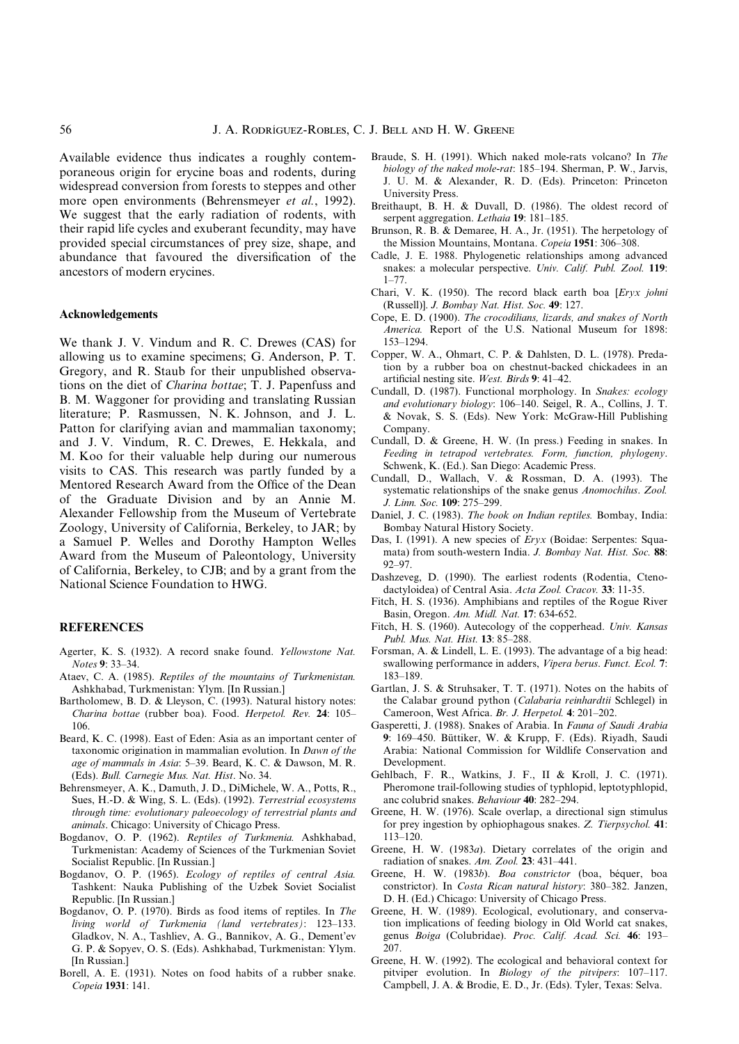Available evidence thus indicates a roughly contemporaneous origin for erycine boas and rodents, during widespread conversion from forests to steppes and other more open environments (Behrensmeyer *et al.*, 1992). We suggest that the early radiation of rodents, with their rapid life cycles and exuberant fecundity, may have provided special circumstances of prey size, shape, and abundance that favoured the diversification of the ancestors of modern erycines.

### Acknowledgements

We thank J. V. Vindum and R. C. Drewes (CAS) for allowing us to examine specimens; G. Anderson, P. T. Gregory, and R. Staub for their unpublished observations on the diet of *Charina bottae*; T. J. Papenfuss and B. M. Waggoner for providing and translating Russian literature; P. Rasmussen, N. K. Johnson, and J. L. Patton for clarifying avian and mammalian taxonomy; and J. V. Vindum, R. C. Drewes, E. Hekkala, and M. Koo for their valuable help during our numerous visits to CAS. This research was partly funded by a Mentored Research Award from the Office of the Dean of the Graduate Division and by an Annie M. Alexander Fellowship from the Museum of Vertebrate Zoology, University of California, Berkeley, to JAR; by a Samuel P. Welles and Dorothy Hampton Welles Award from the Museum of Paleontology, University of California, Berkeley, to CJB; and by a grant from the National Science Foundation to HWG.

## REFERENCES

Agerter, K. S. (1932). A record snake found. *Yellowstone Nat. Notes* **9**: 33–34.

Ataev, C. A. (1985). *Reptiles of the mountains of Turkmenistan.* Ashkhabad, Turkmenistan: Ylym. [In Russian.]

Bartholomew, B. D. & Lleyson, C. (1993). Natural history notes: *Charina bottae* (rubber boa). Food. *Herpetol. Rev.* **24**: 105–106.

Beard, K. C. (1998). East of Eden: Asia as an important center of taxonomic origination in mammalian evolution. In *Dawn of the age of mammals in Asia*: 5–39. Beard, K. C. & Dawson, M. R. (Eds). *Bull. Carnegie Mus. Nat. Hist*. No. 34.

Behrensmeyer, A. K., Damuth, J. D., DiMichele, W. A., Potts, R., Sues, H.-D. & Wing, S. L. (Eds). (1992). *Terrestrial ecosystems through time: evolutionary paleoecology of terrestrial plants and animals*. Chicago: University of Chicago Press.

Bogdanov, O. P. (1962). *Reptiles of Turkmenia.* Ashkhabad, Turkmenistan: Academy of Sciences of the Turkmenian Soviet Socialist Republic. [In Russian.]

Bogdanov, O. P. (1965). *Ecology of reptiles of central Asia.* Tashkent: Nauka Publishing of the Uzbek Soviet Socialist Republic. [In Russian.]

Bogdanov, O. P. (1970). Birds as food items of reptiles. In *The living world of Turkmenia (land vertebrates)*: 123–133. Gladkov, N. A., Tashliev, A. G., Bannikov, A. G., Dement'ev G. P. & Sopyev, O. S. (Eds). Ashkhabad, Turkmenistan: Ylym. [In Russian.]

Borell, A. E. (1931). Notes on food habits of a rubber snake. *Copeia* **1931**: 141.

Braude, S. H. (1991). Which naked mole-rats volcano? In *The biology of the naked mole-rat*: 185–194. Sherman, P. W., Jarvis, J. U. M. & Alexander, R. D. (Eds). Princeton: Princeton University Press.

Breithaupt, B. H. & Duvall, D. (1986). The oldest record of serpent aggregation. *Lethaia* **19**: 181–185.

Brunson, R. B. & Demaree, H. A., Jr. (1951). The herpetology of the Mission Mountains, Montana. *Copeia* **1951**: 306–308.

Cadle, J. E. 1988. Phylogenetic relationships among advanced snakes: a molecular perspective. *Univ. Calif. Publ. Zool.* **119**: 1–77.

Chari, V. K. (1950). The record black earth boa [*Eryx johni* (Russell)]. *J. Bombay Nat. Hist. Soc.* **49**: 127.

Cope, E. D. (1900). *The crocodilians, lizards, and snakes of North America.* Report of the U.S. National Museum for 1898: 153–1294.

Copper, W. A., Ohmart, C. P. & Dahlsten, D. L. (1978). Predation by a rubber boa on chestnut-backed chickadees in an artificial nesting site. *West. Birds* **9**: 41–42.

Cundall, D. (1987). Functional morphology. In *Snakes: ecology and evolutionary biology*: 106–140. Seigel, R. A., Collins, J. T. & Novak, S. S. (Eds). New York: McGraw-Hill Publishing Company.

Cundall, D. & Greene, H. W. (In press.) Feeding in snakes. In *Feeding in tetrapod vertebrates. Form, function, phylogeny*. Schwenk, K. (Ed.). San Diego: Academic Press.

Cundall, D., Wallach, V. & Rossman, D. A. (1993). The systematic relationships of the snake genus *Anomochilus*. *Zool. J. Linn. Soc.* **109**: 275–299.

Daniel, J. C. (1983). *The book on Indian reptiles.* Bombay, India: Bombay Natural History Society.

Das, I. (1991). A new species of *Eryx* (Boidae: Serpentes: Squamata) from south-western India. *J. Bombay Nat. Hist. Soc.* **88**: 92–97.

Dashzeveg, D. (1990). The earliest rodents (Rodentia, Ctenodactyloidea) of Central Asia. *Acta Zool. Cracov.* **33**: 11-35.

Fitch, H. S. (1936). Amphibians and reptiles of the Rogue River Basin, Oregon. *Am. Midl. Nat.* **17**: 634-652.

Fitch, H. S. (1960). Autecology of the copperhead. *Univ. Kansas Publ. Mus. Nat. Hist.* **13**: 85–288.

Forsman, A. & Lindell, L. E. (1993). The advantage of a big head: swallowing performance in adders, *Vipera berus*. *Funct. Ecol.* **7**: 183–189.

Gartlan, J. S. & Struhsaker, T. T. (1971). Notes on the habits of the Calabar ground python (*Calabaria reinhardtii* Schlegel) in Cameroon, West Africa. *Br. J. Herpetol.* **4**: 201–202.

Gasperetti, J. (1988). Snakes of Arabia. In *Fauna of Saudi Arabia* **9**: 169–450. Büttiker, W. & Krupp, F. (Eds). Riyadh, Saudi Arabia: National Commission for Wildlife Conservation and Development.

Gehlbach, F. R., Watkins, J. F., II & Kroll, J. C. (1971). Pheromone trail-following studies of typhlopid, leptotyphlopid, anc colubrid snakes. *Behaviour* **40**: 282–294.

Greene, H. W. (1976). Scale overlap, a directional sign stimulus for prey ingestion by ophiophagous snakes. *Z. Tierpsychol.* **41**: 113–120.

Greene, H. W. (1983*a*). Dietary correlates of the origin and radiation of snakes. *Am. Zool.* **23**: 431–441.

Greene, H. W. (1983*b*). *Boa constrictor* (boa, béquer, boa constrictor). In *Costa Rican natural history*: 380–382. Janzen, D. H. (Ed.) Chicago: University of Chicago Press.

Greene, H. W. (1989). Ecological, evolutionary, and conservation implications of feeding biology in Old World cat snakes, genus *Boiga* (Colubridae). *Proc. Calif. Acad. Sci.* **46**: 193–207.

Greene, H. W. (1992). The ecological and behavioral context for pitviper evolution. In *Biology of the pitvipers*: 107–117. Campbell, J. A. & Brodie, E. D., Jr. (Eds). Tyler, Texas: Selva.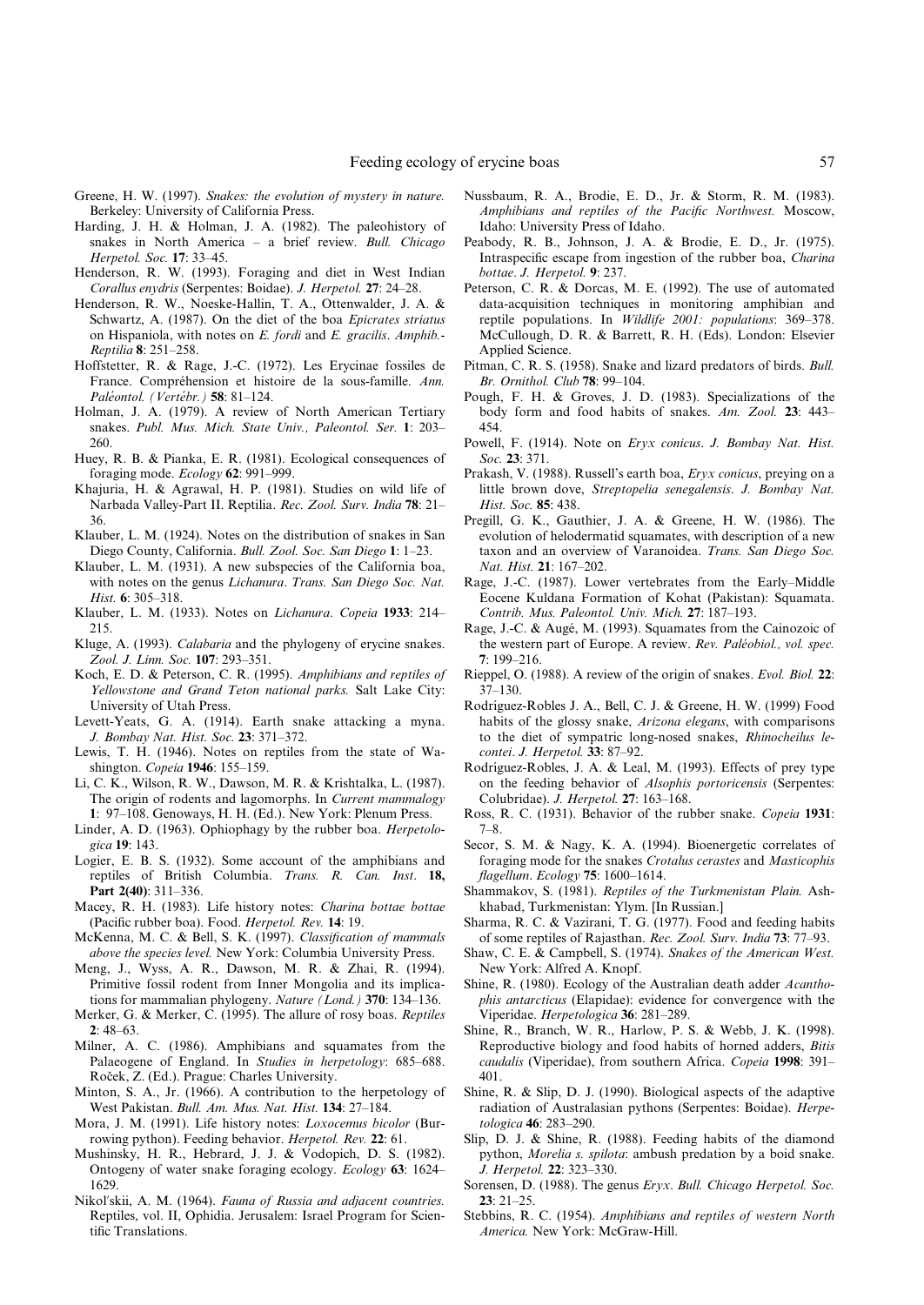Greene, H. W. (1997). *Snakes: the evolution of mystery in nature.* Berkeley: University of California Press.

Harding, J. H. & Holman, J. A. (1982). The paleohistory of snakes in North America – a brief review. *Bull. Chicago Herpetol. Soc.* **17**: 33–45.

Henderson, R. W. (1993). Foraging and diet in West Indian *Corallus enydris* (Serpentes: Boidae). *J. Herpetol.* **27**: 24–28.

Henderson, R. W., Noeske-Hallin, T. A., Ottenwalder, J. A. & Schwartz, A. (1987). On the diet of the boa *Epicrates striatus* on Hispaniola, with notes on *E. fordi* and *E. gracilis*. *Amphib.-Reptilia* **8**: 251–258.

Hoffstetter, R. & Rage, J.-C. (1972). Les Erycinae fossiles de France. Compréhension et histoire de la sous-famille. *Ann. Paléontol. (Vertébr.)* **58**: 81–124.

Holman, J. A. (1979). A review of North American Tertiary snakes. *Publ. Mus. Mich. State Univ., Paleontol. Ser.* **1**: 203–260.

Huey, R. B. & Pianka, E. R. (1981). Ecological consequences of foraging mode. *Ecology* **62**: 991–999.

Khajuria, H. & Agrawal, H. P. (1981). Studies on wild life of Narbada Valley-Part II. Reptilia. *Rec. Zool. Surv. India* **78**: 21–36.

Klauber, L. M. (1924). Notes on the distribution of snakes in San Diego County, California. *Bull. Zool. Soc. San Diego* **1**: 1–23.

Klauber, L. M. (1931). A new subspecies of the California boa, with notes on the genus *Lichanura*. *Trans. San Diego Soc. Nat. Hist.* **6**: 305–318.

Klauber, L. M. (1933). Notes on *Lichanura*. *Copeia* **1933**: 214–215.

Kluge, A. (1993). *Calabaria* and the phylogeny of erycine snakes. *Zool. J. Linn. Soc.* **107**: 293–351.

Koch, E. D. & Peterson, C. R. (1995). *Amphibians and reptiles of Yellowstone and Grand Teton national parks.* Salt Lake City: University of Utah Press.

Levett-Yeats, G. A. (1914). Earth snake attacking a myna. *J. Bombay Nat. Hist. Soc.* **23**: 371–372.

Lewis, T. H. (1946). Notes on reptiles from the state of Washington. *Copeia* **1946**: 155–159.

Li, C. K., Wilson, R. W., Dawson, M. R. & Krishtalka, L. (1987). The origin of rodents and lagomorphs. In *Current mammalogy* **1**: 97–108. Genoways, H. H. (Ed.). New York: Plenum Press.

Linder, A. D. (1963). Ophiophagy by the rubber boa. *Herpetologica* **19**: 143.

Logier, E. B. S. (1932). Some account of the amphibians and reptiles of British Columbia. *Trans. R. Can. Inst*. **18, Part 2(40)**: 311–336.

Macey, R. H. (1983). Life history notes: *Charina bottae bottae* (Pacific rubber boa). Food. *Herpetol. Rev.* **14**: 19.

McKenna, M. C. & Bell, S. K. (1997). *Classification of mammals above the species level.* New York: Columbia University Press.

Meng, J., Wyss, A. R., Dawson, M. R. & Zhai, R. (1994). Primitive fossil rodent from Inner Mongolia and its implications for mammalian phylogeny. *Nature (Lond.)* **370**: 134–136.

Merker, G. & Merker, C. (1995). The allure of rosy boas. *Reptiles* **2**: 48–63.

Milner, A. C. (1986). Amphibians and squamates from the Palaeogene of England. In *Studies in herpetology*: 685–688. Roček, Z. (Ed.). Prague: Charles University.

Minton, S. A., Jr. (1966). A contribution to the herpetology of West Pakistan. *Bull. Am. Mus. Nat. Hist.* **134**: 27–184.

Mora, J. M. (1991). Life history notes: *Loxocemus bicolor* (Burrowing python). Feeding behavior. *Herpetol. Rev.* **22**: 61.

Mushinsky, H. R., Hebrard, J. J. & Vodopich, D. S. (1982). Ontogeny of water snake foraging ecology. *Ecology* **63**: 1624–1629.

Nikol′skii, A. M. (1964). *Fauna of Russia and adjacent countries.* Reptiles, vol. II, Ophidia. Jerusalem: Israel Program for Scientific Translations.

Nussbaum, R. A., Brodie, E. D., Jr. & Storm, R. M. (1983). *Amphibians and reptiles of the Pacific Northwest.* Moscow, Idaho: University Press of Idaho.

Peabody, R. B., Johnson, J. A. & Brodie, E. D., Jr. (1975). Intraspecific escape from ingestion of the rubber boa, *Charina bottae*. *J. Herpetol.* **9**: 237.

Peterson, C. R. & Dorcas, M. E. (1992). The use of automated data-acquisition techniques in monitoring amphibian and reptile populations. In *Wildlife 2001: populations*: 369–378. McCullough, D. R. & Barrett, R. H. (Eds). London: Elsevier Applied Science.

Pitman, C. R. S. (1958). Snake and lizard predators of birds. *Bull. Br. Ornithol. Club* **78**: 99–104.

Pough, F. H. & Groves, J. D. (1983). Specializations of the body form and food habits of snakes. *Am. Zool.* **23**: 443–454.

Powell, F. (1914). Note on *Eryx conicus*. *J. Bombay Nat. Hist. Soc.* **23**: 371.

Prakash, V. (1988). Russell's earth boa, *Eryx conicus*, preying on a little brown dove, *Streptopelia senegalensis*. *J. Bombay Nat. Hist. Soc.* **85**: 438.

Pregill, G. K., Gauthier, J. A. & Greene, H. W. (1986). The evolution of helodermatid squamates, with description of a new taxon and an overview of Varanoidea. *Trans. San Diego Soc. Nat. Hist.* **21**: 167–202.

Rage, J.-C. (1987). Lower vertebrates from the Early–Middle Eocene Kuldana Formation of Kohat (Pakistan): Squamata. *Contrib. Mus. Paleontol. Univ. Mich.* **27**: 187–193.

Rage, J.-C. & Augé, M. (1993). Squamates from the Cainozoic of the western part of Europe. A review. *Rev. Paléobiol., vol. spec.* **7**: 199–216.

Rieppel, O. (1988). A review of the origin of snakes. *Evol. Biol.* **22**: 37–130.

Rodríguez-Robles J. A., Bell, C. J. & Greene, H. W. (1999) Food habits of the glossy snake, *Arizona elegans*, with comparisons to the diet of sympatric long-nosed snakes, *Rhinocheilus lecontei*. *J. Herpetol.* **33**: 87–92.

Rodríguez-Robles, J. A. & Leal, M. (1993). Effects of prey type on the feeding behavior of *Alsophis portoricensis* (Serpentes: Colubridae). *J. Herpetol.* **27**: 163–168.

Ross, R. C. (1931). Behavior of the rubber snake. *Copeia* **1931**: 7–8.

Secor, S. M. & Nagy, K. A. (1994). Bioenergetic correlates of foraging mode for the snakes *Crotalus cerastes* and *Masticophis flagellum*. *Ecology* **75**: 1600–1614.

Shammakov, S. (1981). *Reptiles of the Turkmenistan Plain.* Ashkhabad, Turkmenistan: Ylym. [In Russian.]

Sharma, R. C. & Vazirani, T. G. (1977). Food and feeding habits of some reptiles of Rajasthan. *Rec. Zool. Surv. India* **73**: 77–93.

Shaw, C. E. & Campbell, S. (1974). *Snakes of the American West.* New York: Alfred A. Knopf.

Shine, R. (1980). Ecology of the Australian death adder *Acanthophis antarcticus* (Elapidae): evidence for convergence with the Viperidae. *Herpetologica* **36**: 281–289.

Shine, R., Branch, W. R., Harlow, P. S. & Webb, J. K. (1998). Reproductive biology and food habits of horned adders, *Bitis caudalis* (Viperidae), from southern Africa. *Copeia* **1998**: 391–401.

Shine, R. & Slip, D. J. (1990). Biological aspects of the adaptive radiation of Australasian pythons (Serpentes: Boidae). *Herpetologica* **46**: 283–290.

Slip, D. J. & Shine, R. (1988). Feeding habits of the diamond python, *Morelia s. spilota*: ambush predation by a boid snake. *J. Herpetol.* **22**: 323–330.

Sorensen, D. (1988). The genus *Eryx*. *Bull. Chicago Herpetol. Soc.* **23**: 21–25.

Stebbins, R. C. (1954). *Amphibians and reptiles of western North America.* New York: McGraw-Hill.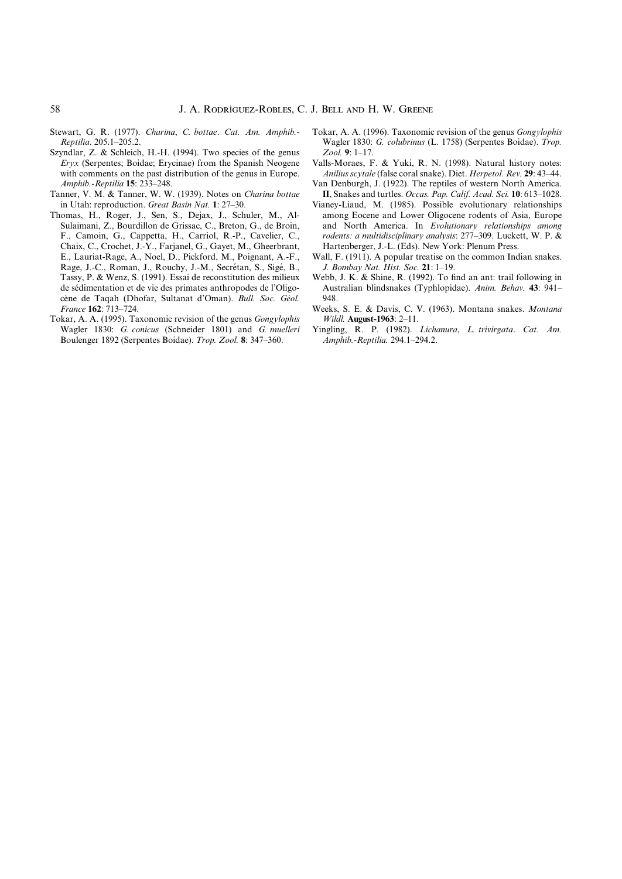Stewart, G. R. (1977). *Charina*, *C. bottae*. *Cat. Am. Amphib.-Reptilia*. 205.1–205.2.

Szyndlar, Z. & Schleich, H.-H. (1994). Two species of the genus *Eryx* (Serpentes; Boidae; Erycinae) from the Spanish Neogene with comments on the past distribution of the genus in Europe. *Amphib.-Reptilia* **15**: 233–248.

Tanner, V. M. & Tanner, W. W. (1939). Notes on *Charina bottae* in Utah: reproduction. *Great Basin Nat.* **1**: 27–30.

Thomas, H., Roger, J., Sen, S., Dejax, J., Schuler, M., Al-Sulaimani, Z., Bourdillon de Grissac, C., Breton, G., de Broin, F., Camoin, G., Cappetta, H., Carriol, R.-P., Cavelier, C., Chaix, C., Crochet, J.-Y., Farjanel, G., Gayet, M., Gheerbrant, E., Lauriat-Rage, A., Noel, D., Pickford, M., Poignant, A.-F., Rage, J.-C., Roman, J., Rouchy, J.-M., Secrétan, S., Sigé, B., Tassy, P. & Wenz, S. (1991). Essai de reconstitution des milieux de sédimentation et de vie des primates anthropodes de l'Oligocène de Taqah (Dhofar, Sultanat d'Oman). *Bull. Soc. Géol. France* **162**: 713–724.

Tokar, A. A. (1995). Taxonomic revision of the genus *Gongylophis* Wagler 1830: *G. conicus* (Schneider 1801) and *G. muelleri* Boulenger 1892 (Serpentes Boidae). *Trop. Zool.* **8**: 347–360.

Tokar, A. A. (1996). Taxonomic revision of the genus *Gongylophis* Wagler 1830: *G. colubrinus* (L. 1758) (Serpentes Boidae). *Trop. Zool.* **9**: 1–17.

Valls-Moraes, F. & Yuki, R. N. (1998). Natural history notes: *Anilius scytale* (false coral snake). Diet. *Herpetol. Rev.* **29**: 43–44.

Van Denburgh, J. (1922). The reptiles of western North America. **II**, Snakes and turtles. *Occas. Pap. Calif. Acad. Sci.* **10**: 613–1028.

Vianey-Liaud, M. (1985). Possible evolutionary relationships among Eocene and Lower Oligocene rodents of Asia, Europe and North America. In *Evolutionary relationships among rodents: a multidisciplinary analysis*: 277–309. Luckett, W. P. & Hartenberger, J.-L. (Eds). New York: Plenum Press.

Wall, F. (1911). A popular treatise on the common Indian snakes. *J. Bombay Nat. Hist. Soc.* **21**: 1–19.

Webb, J. K. & Shine, R. (1992). To find an ant: trail following in Australian blindsnakes (Typhlopidae). *Anim. Behav.* **43**: 941–948.

Weeks, S. E. & Davis, C. V. (1963). Montana snakes. *Montana Wildl.* **August-1963**: 2–11.

Yingling, R. P. (1982). *Lichanura*, *L. trivirgata*. *Cat. Am. Amphib.-Reptilia.* 294.1–294.2.